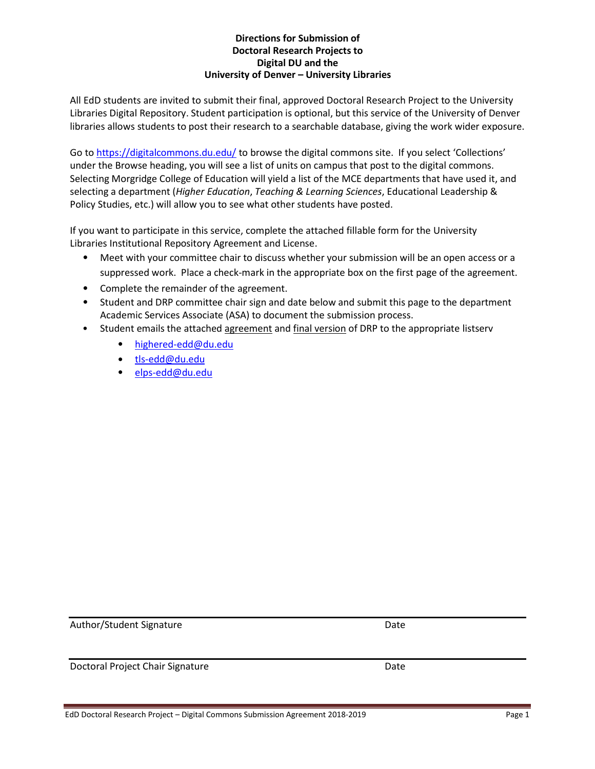**Directions for Submission of**
**Doctoral Research Projects to**
**Digital DU and the**
**University of Denver – University Libraries**

All EdD students are invited to submit their final, approved Doctoral Research Project to the University Libraries Digital Repository. Student participation is optional, but this service of the University of Denver libraries allows students to post their research to a searchable database, giving the work wider exposure.

Go to https://digitalcommons.du.edu/ to browse the digital commons site. If you select 'Collections' under the Browse heading, you will see a list of units on campus that post to the digital commons. Selecting Morgridge College of Education will yield a list of the MCE departments that have used it, and selecting a department (*Higher Education*, *Teaching & Learning Sciences*, Educational Leadership & Policy Studies, etc.) will allow you to see what other students have posted.

If you want to participate in this service, complete the attached fillable form for the University Libraries Institutional Repository Agreement and License.

- Meet with your committee chair to discuss whether your submission will be an open access or a suppressed work. Place a check-mark in the appropriate box on the first page of the agreement.
- Complete the remainder of the agreement.
- Student and DRP committee chair sign and date below and submit this page to the department Academic Services Associate (ASA) to document the submission process.
- Student emails the attached agreement and final version of DRP to the appropriate listserv
    - highered-edd@du.edu
    - tls-edd@du.edu
    - elps-edd@du.edu

Author/Student Signature Date

Doctoral Project Chair Signature Date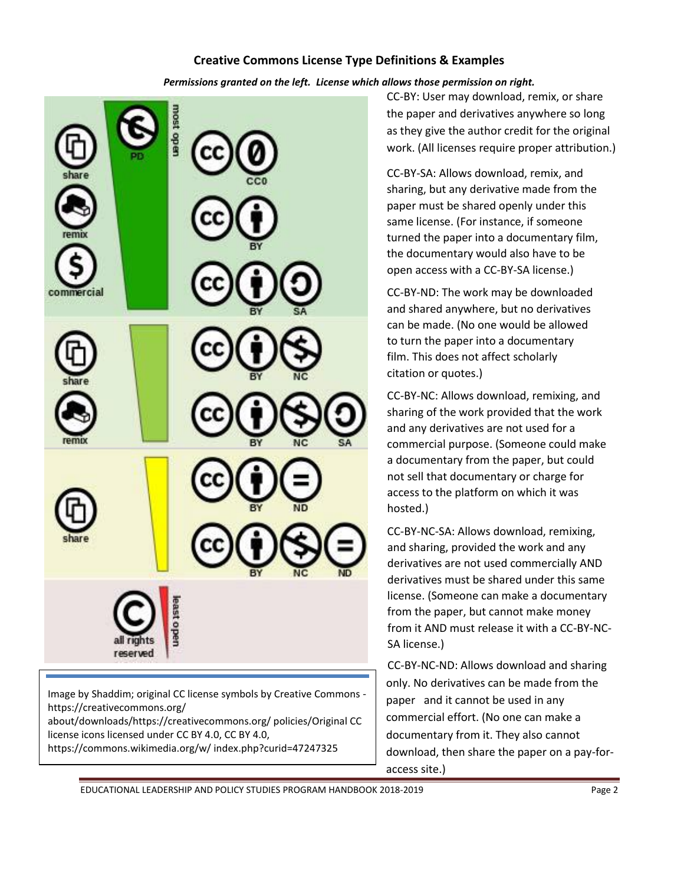## Creative Commons License Type Definitions & Examples

***Permissions granted on the left. License which allows those permission on right.***

CC-BY: User may download, remix, or share the paper and derivatives anywhere so long as they give the author credit for the original work. (All licenses require proper attribution.)

CC-BY-SA: Allows download, remix, and sharing, but any derivative made from the paper must be shared openly under this same license. (For instance, if someone turned the paper into a documentary film, the documentary would also have to be open access with a CC-BY-SA license.)

CC-BY-ND: The work may be downloaded and shared anywhere, but no derivatives can be made. (No one would be allowed to turn the paper into a documentary film. This does not affect scholarly citation or quotes.)

CC-BY-NC: Allows download, remixing, and sharing of the work provided that the work and any derivatives are not used for a commercial purpose. (Someone could make a documentary from the paper, but could not sell that documentary or charge for access to the platform on which it was hosted.)

CC-BY-NC-SA: Allows download, remixing, and sharing, provided the work and any derivatives are not used commercially AND derivatives must be shared under this same license. (Someone can make a documentary from the paper, but cannot make money from it AND must release it with a CC-BY-NC-SA license.)

CC-BY-NC-ND: Allows download and sharing only. No derivatives can be made from the paper and it cannot be used in any commercial effort. (No one can make a documentary from it. They also cannot download, then share the paper on a pay-for-access site.)

Image by Shaddim; original CC license symbols by Creative Commons - https://creativecommons.org/about/downloads/https://creativecommons.org/ policies/Original CC license icons licensed under CC BY 4.0, CC BY 4.0, https://commons.wikimedia.org/w/ index.php?curid=47247325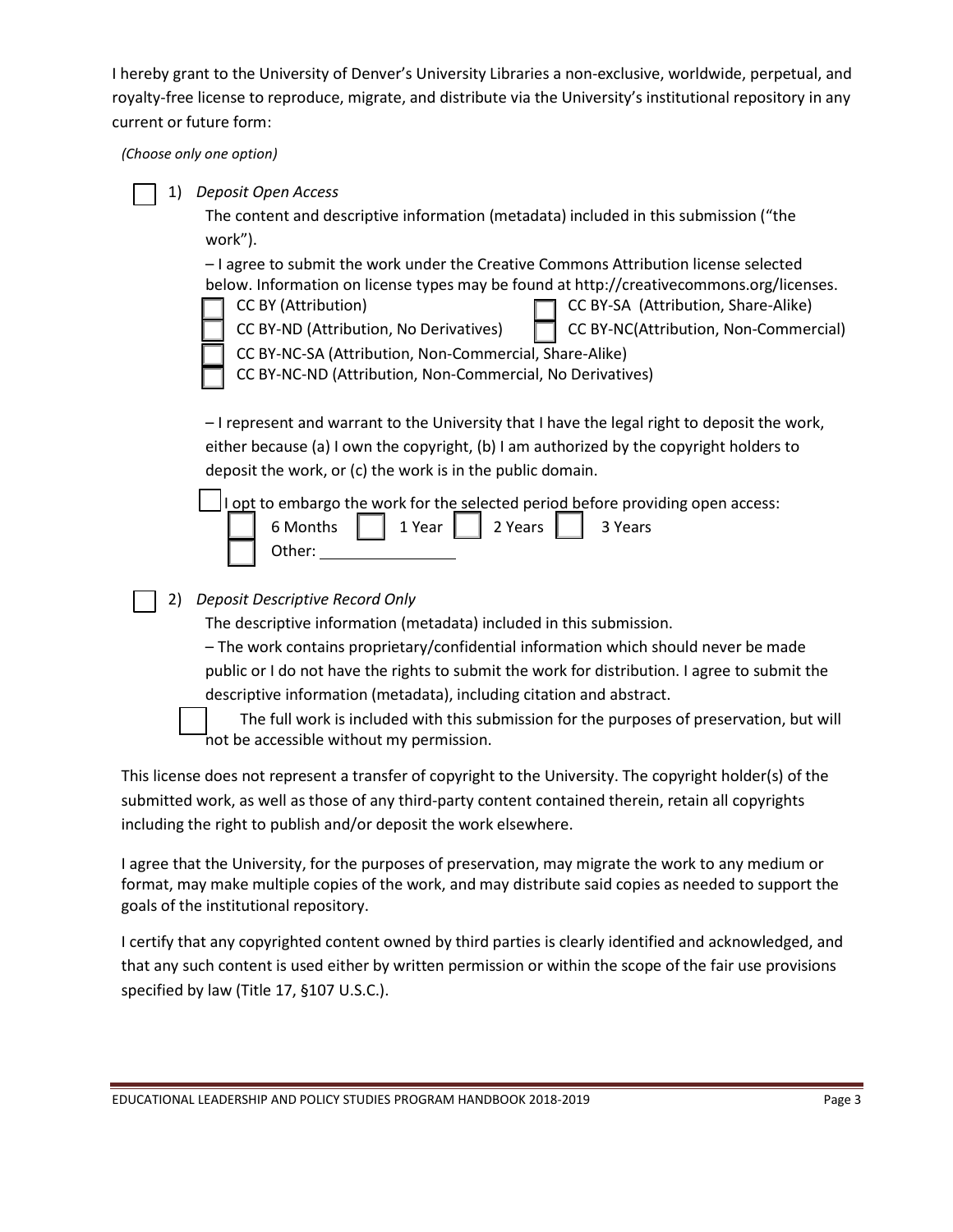I hereby grant to the University of Denver's University Libraries a non-exclusive, worldwide, perpetual, and royalty-free license to reproduce, migrate, and distribute via the University's institutional repository in any current or future form:

*(Choose only one option)*

☐ 1) *Deposit Open Access*

The content and descriptive information (metadata) included in this submission ("the work").

– I agree to submit the work under the Creative Commons Attribution license selected below. Information on license types may be found at http://creativecommons.org/licenses.

- ☐ CC BY (Attribution)
- ☐ CC BY-SA (Attribution, Share-Alike)
- ☐ CC BY-ND (Attribution, No Derivatives)
- ☐ CC BY-NC(Attribution, Non-Commercial)
- ☐ CC BY-NC-SA (Attribution, Non-Commercial, Share-Alike)
- ☐ CC BY-NC-ND (Attribution, Non-Commercial, No Derivatives)

– I represent and warrant to the University that I have the legal right to deposit the work, either because (a) I own the copyright, (b) I am authorized by the copyright holders to deposit the work, or (c) the work is in the public domain.

☐ I opt to embargo the work for the selected period before providing open access:

- ☐ 6 Months
- ☐ 1 Year
- ☐ 2 Years
- ☐ 3 Years
- ☐ Other: ______________

☐ 2) *Deposit Descriptive Record Only*

The descriptive information (metadata) included in this submission.

– The work contains proprietary/confidential information which should never be made public or I do not have the rights to submit the work for distribution. I agree to submit the descriptive information (metadata), including citation and abstract.

☐ The full work is included with this submission for the purposes of preservation, but will not be accessible without my permission.

This license does not represent a transfer of copyright to the University. The copyright holder(s) of the submitted work, as well as those of any third-party content contained therein, retain all copyrights including the right to publish and/or deposit the work elsewhere.

I agree that the University, for the purposes of preservation, may migrate the work to any medium or format, may make multiple copies of the work, and may distribute said copies as needed to support the goals of the institutional repository.

I certify that any copyrighted content owned by third parties is clearly identified and acknowledged, and that any such content is used either by written permission or within the scope of the fair use provisions specified by law (Title 17, §107 U.S.C.).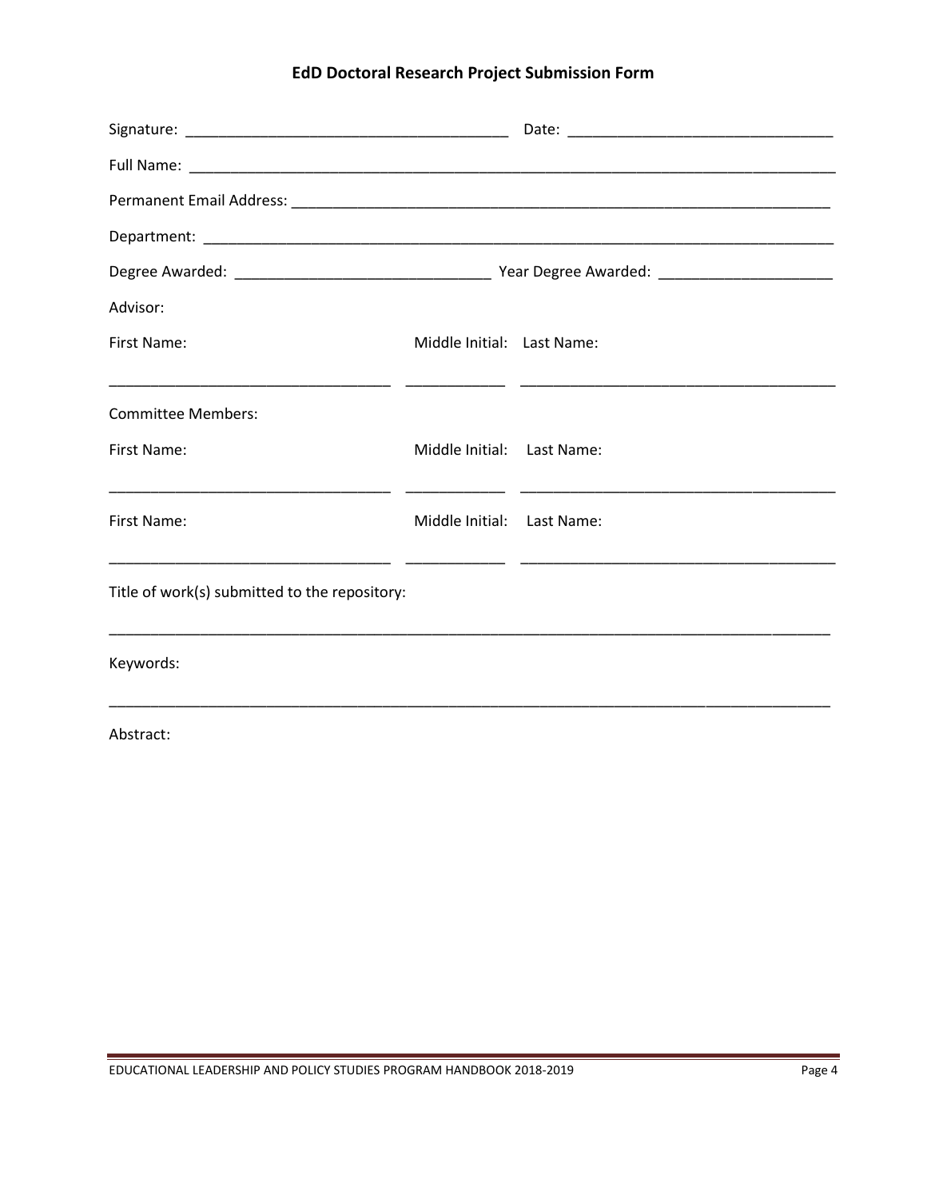# EdD Doctoral Research Project Submission Form

Signature: _______________________________________ Date: _______________________________

Full Name: ________________________________________________________________________________

Permanent Email Address: ___________________________________________________________________

Department: _______________________________________________________________________________

Degree Awarded: ______________________________ Year Degree Awarded: ____________________

Advisor:

| First Name: | Middle Initial: | Last Name: |
|---|---|---|
| _________________________________ | ___________ | _____________________________________ |

Committee Members:

| First Name: | Middle Initial: | Last Name: |
|---|---|---|
| _________________________________ | ___________ | _____________________________________ |

| First Name: | Middle Initial: | Last Name: |
|---|---|---|
| _________________________________ | ___________ | _____________________________________ |

Title of work(s) submitted to the repository:

_____________________________________________________________________________________________

Keywords:

_____________________________________________________________________________________________

Abstract: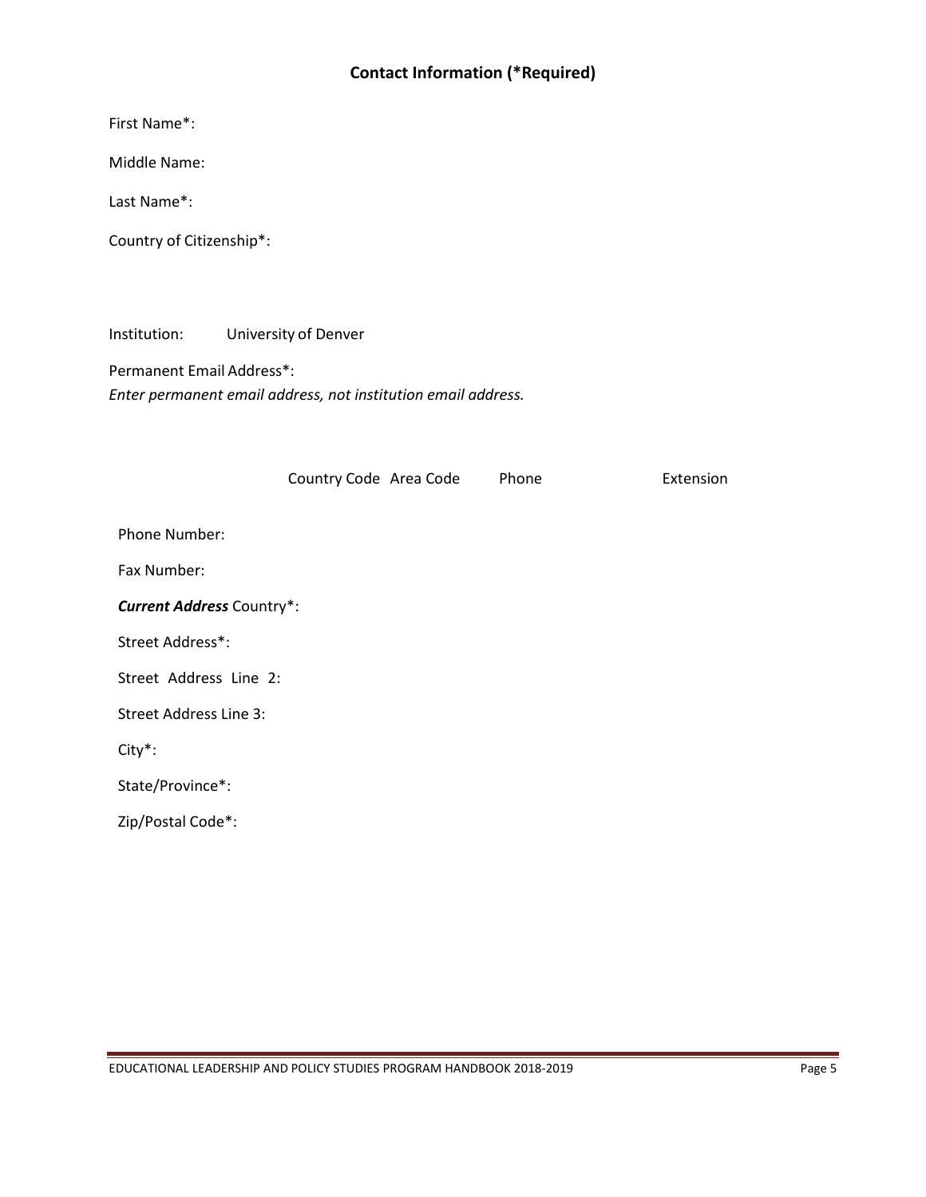## Contact Information (*Required)

First Name*:

Middle Name:

Last Name*:

Country of Citizenship*:

Institution: University of Denver

Permanent Email Address*:
*Enter permanent email address, not institution email address.*

| | Country Code | Area Code | Phone | Extension |
|---|---|---|---|---|
| Phone Number: | | | | |
| Fax Number: | | | | |

***Current Address*** Country*:

Street Address*:

Street Address Line 2:

Street Address Line 3:

City*:

State/Province*:

Zip/Postal Code*: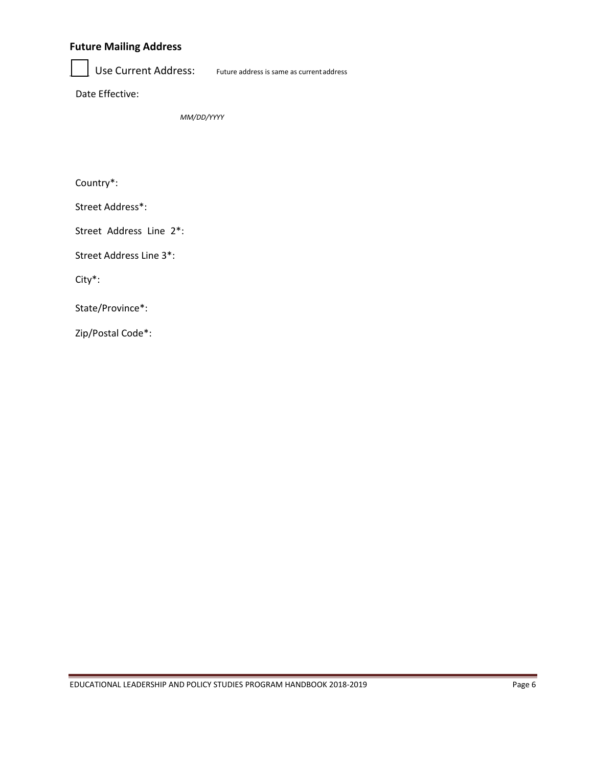## Future Mailing Address

☐ Use Current Address: Future address is same as current address

Date Effective:

*MM/DD/YYYY*

Country*:

Street Address*:

Street Address Line 2*:

Street Address Line 3*:

City*:

State/Province*:

Zip/Postal Code*: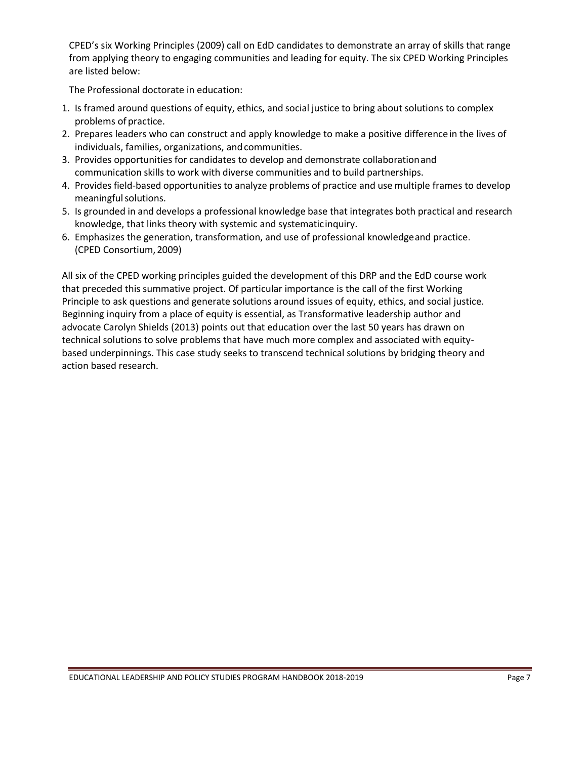CPED's six Working Principles (2009) call on EdD candidates to demonstrate an array of skills that range from applying theory to engaging communities and leading for equity. The six CPED Working Principles are listed below:

The Professional doctorate in education:

1. Is framed around questions of equity, ethics, and social justice to bring about solutions to complex problems of practice.
2. Prepares leaders who can construct and apply knowledge to make a positive difference in the lives of individuals, families, organizations, and communities.
3. Provides opportunities for candidates to develop and demonstrate collaboration and communication skills to work with diverse communities and to build partnerships.
4. Provides field-based opportunities to analyze problems of practice and use multiple frames to develop meaningful solutions.
5. Is grounded in and develops a professional knowledge base that integrates both practical and research knowledge, that links theory with systemic and systematic inquiry.
6. Emphasizes the generation, transformation, and use of professional knowledge and practice. (CPED Consortium, 2009)

All six of the CPED working principles guided the development of this DRP and the EdD course work that preceded this summative project. Of particular importance is the call of the first Working Principle to ask questions and generate solutions around issues of equity, ethics, and social justice. Beginning inquiry from a place of equity is essential, as Transformative leadership author and advocate Carolyn Shields (2013) points out that education over the last 50 years has drawn on technical solutions to solve problems that have much more complex and associated with equity-based underpinnings. This case study seeks to transcend technical solutions by bridging theory and action based research.